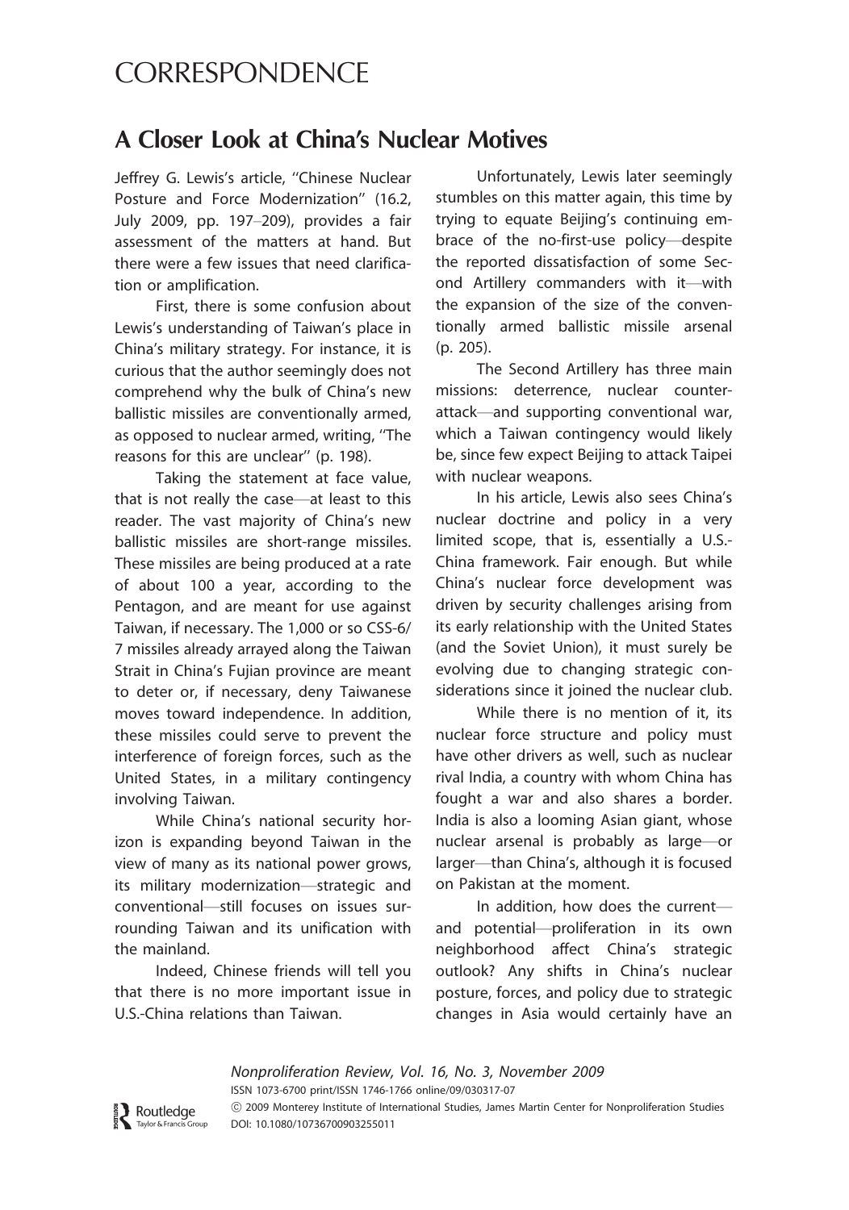# CORRESPONDENCE

## A Closer Look at China's Nuclear Motives

Jeffrey G. Lewis's article, ''Chinese Nuclear Posture and Force Modernization'' (16.2, July 2009, pp. 197–209), provides a fair assessment of the matters at hand. But there were a few issues that need clarification or amplification.

First, there is some confusion about Lewis's understanding of Taiwan's place in China's military strategy. For instance, it is curious that the author seemingly does not comprehend why the bulk of China's new ballistic missiles are conventionally armed, as opposed to nuclear armed, writing, ''The reasons for this are unclear'' (p. 198).

Taking the statement at face value, that is not really the case—at least to this reader. The vast majority of China's new ballistic missiles are short-range missiles. These missiles are being produced at a rate of about 100 a year, according to the Pentagon, and are meant for use against Taiwan, if necessary. The 1,000 or so CSS-6/7 missiles already arrayed along the Taiwan Strait in China's Fujian province are meant to deter or, if necessary, deny Taiwanese moves toward independence. In addition, these missiles could serve to prevent the interference of foreign forces, such as the United States, in a military contingency involving Taiwan.

While China's national security horizon is expanding beyond Taiwan in the view of many as its national power grows, its military modernization—strategic and conventional—still focuses on issues surrounding Taiwan and its unification with the mainland.

Indeed, Chinese friends will tell you that there is no more important issue in U.S.-China relations than Taiwan.

Unfortunately, Lewis later seemingly stumbles on this matter again, this time by trying to equate Beijing's continuing embrace of the no-first-use policy—despite the reported dissatisfaction of some Second Artillery commanders with it—with the expansion of the size of the conventionally armed ballistic missile arsenal (p. 205).

The Second Artillery has three main missions: deterrence, nuclear counterattack—and supporting conventional war, which a Taiwan contingency would likely be, since few expect Beijing to attack Taipei with nuclear weapons.

In his article, Lewis also sees China's nuclear doctrine and policy in a very limited scope, that is, essentially a U.S.-China framework. Fair enough. But while China's nuclear force development was driven by security challenges arising from its early relationship with the United States (and the Soviet Union), it must surely be evolving due to changing strategic considerations since it joined the nuclear club.

While there is no mention of it, its nuclear force structure and policy must have other drivers as well, such as nuclear rival India, a country with whom China has fought a war and also shares a border. India is also a looming Asian giant, whose nuclear arsenal is probably as large—or larger—than China's, although it is focused on Pakistan at the moment.

In addition, how does the current—and potential—proliferation in its own neighborhood affect China's strategic outlook? Any shifts in China's nuclear posture, forces, and policy due to strategic changes in Asia would certainly have an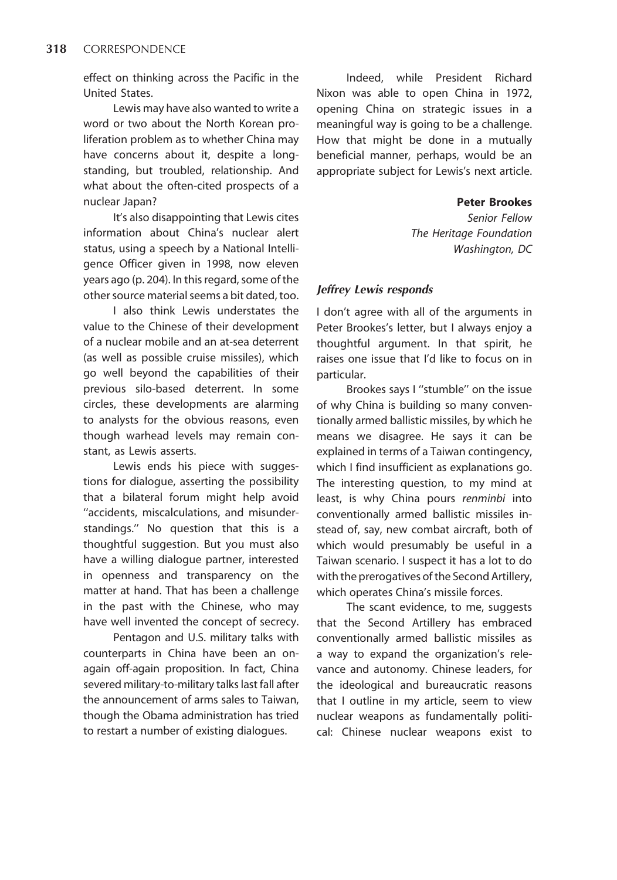effect on thinking across the Pacific in the United States.

Lewis may have also wanted to write a word or two about the North Korean proliferation problem as to whether China may have concerns about it, despite a longstanding, but troubled, relationship. And what about the often-cited prospects of a nuclear Japan?

It's also disappointing that Lewis cites information about China's nuclear alert status, using a speech by a National Intelligence Officer given in 1998, now eleven years ago (p. 204). In this regard, some of the other source material seems a bit dated, too.

I also think Lewis understates the value to the Chinese of their development of a nuclear mobile and an at-sea deterrent (as well as possible cruise missiles), which go well beyond the capabilities of their previous silo-based deterrent. In some circles, these developments are alarming to analysts for the obvious reasons, even though warhead levels may remain constant, as Lewis asserts.

Lewis ends his piece with suggestions for dialogue, asserting the possibility that a bilateral forum might help avoid ''accidents, miscalculations, and misunderstandings.'' No question that this is a thoughtful suggestion. But you must also have a willing dialogue partner, interested in openness and transparency on the matter at hand. That has been a challenge in the past with the Chinese, who may have well invented the concept of secrecy.

Pentagon and U.S. military talks with counterparts in China have been an on-again off-again proposition. In fact, China severed military-to-military talks last fall after the announcement of arms sales to Taiwan, though the Obama administration has tried to restart a number of existing dialogues.

Indeed, while President Richard Nixon was able to open China in 1972, opening China on strategic issues in a meaningful way is going to be a challenge. How that might be done in a mutually beneficial manner, perhaps, would be an appropriate subject for Lewis's next article.

**Peter Brookes**
*Senior Fellow*
*The Heritage Foundation*
*Washington, DC*

### *Jeffrey Lewis responds*

I don't agree with all of the arguments in Peter Brookes's letter, but I always enjoy a thoughtful argument. In that spirit, he raises one issue that I'd like to focus on in particular.

Brookes says I ''stumble'' on the issue of why China is building so many conventionally armed ballistic missiles, by which he means we disagree. He says it can be explained in terms of a Taiwan contingency, which I find insufficient as explanations go. The interesting question, to my mind at least, is why China pours *renminbi* into conventionally armed ballistic missiles instead of, say, new combat aircraft, both of which would presumably be useful in a Taiwan scenario. I suspect it has a lot to do with the prerogatives of the Second Artillery, which operates China's missile forces.

The scant evidence, to me, suggests that the Second Artillery has embraced conventionally armed ballistic missiles as a way to expand the organization's relevance and autonomy. Chinese leaders, for the ideological and bureaucratic reasons that I outline in my article, seem to view nuclear weapons as fundamentally political: Chinese nuclear weapons exist to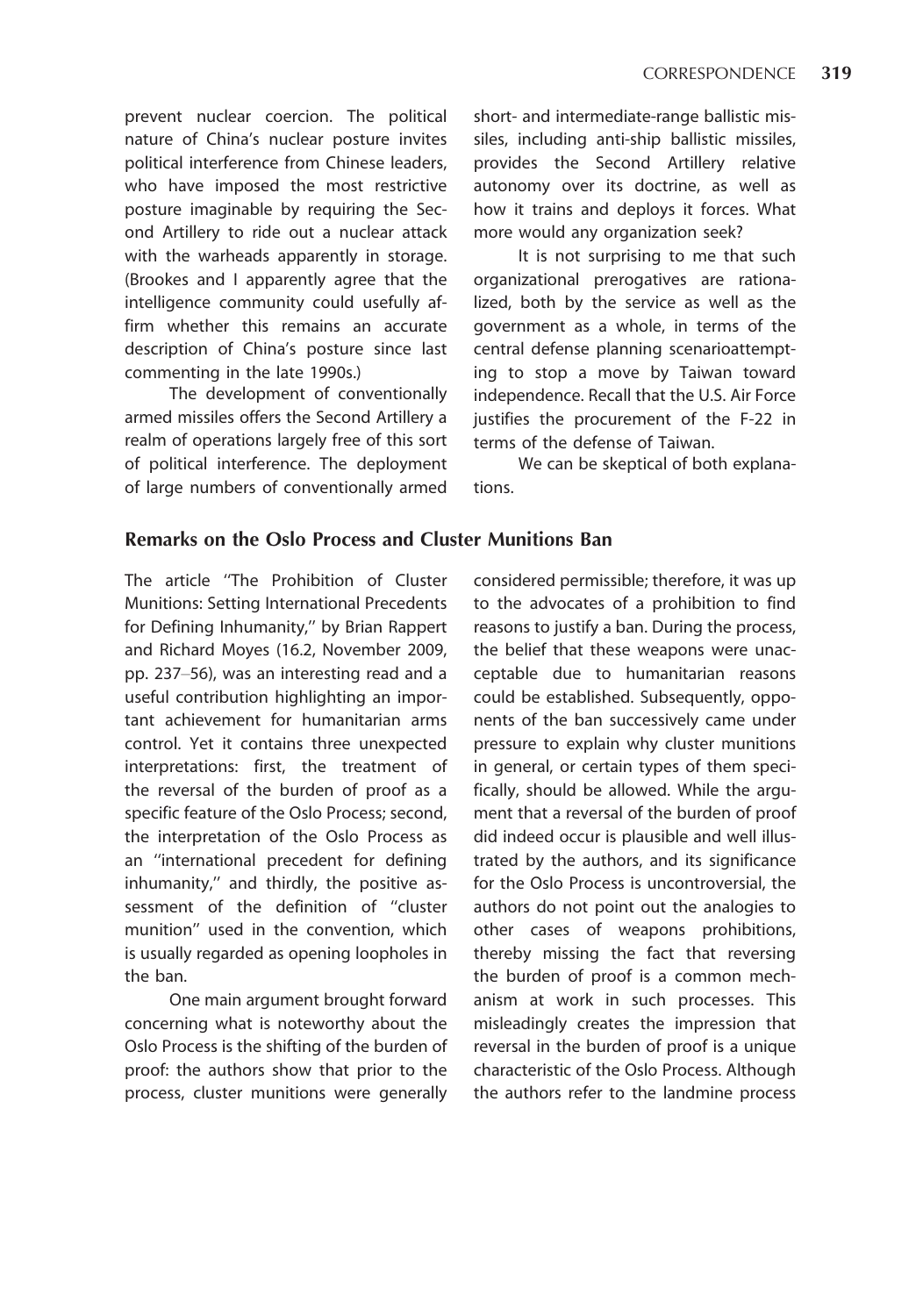prevent nuclear coercion. The political nature of China's nuclear posture invites political interference from Chinese leaders, who have imposed the most restrictive posture imaginable by requiring the Second Artillery to ride out a nuclear attack with the warheads apparently in storage. (Brookes and I apparently agree that the intelligence community could usefully affirm whether this remains an accurate description of China's posture since last commenting in the late 1990s.)

The development of conventionally armed missiles offers the Second Artillery a realm of operations largely free of this sort of political interference. The deployment of large numbers of conventionally armed short- and intermediate-range ballistic missiles, including anti-ship ballistic missiles, provides the Second Artillery relative autonomy over its doctrine, as well as how it trains and deploys it forces. What more would any organization seek?

It is not surprising to me that such organizational prerogatives are rationalized, both by the service as well as the government as a whole, in terms of the central defense planning scenarioattempting to stop a move by Taiwan toward independence. Recall that the U.S. Air Force justifies the procurement of the F-22 in terms of the defense of Taiwan.

We can be skeptical of both explanations.

## Remarks on the Oslo Process and Cluster Munitions Ban

The article ''The Prohibition of Cluster Munitions: Setting International Precedents for Defining Inhumanity,'' by Brian Rappert and Richard Moyes (16.2, November 2009, pp. 237–56), was an interesting read and a useful contribution highlighting an important achievement for humanitarian arms control. Yet it contains three unexpected interpretations: first, the treatment of the reversal of the burden of proof as a specific feature of the Oslo Process; second, the interpretation of the Oslo Process as an ''international precedent for defining inhumanity,'' and thirdly, the positive assessment of the definition of ''cluster munition'' used in the convention, which is usually regarded as opening loopholes in the ban.

One main argument brought forward concerning what is noteworthy about the Oslo Process is the shifting of the burden of proof: the authors show that prior to the process, cluster munitions were generally considered permissible; therefore, it was up to the advocates of a prohibition to find reasons to justify a ban. During the process, the belief that these weapons were unacceptable due to humanitarian reasons could be established. Subsequently, opponents of the ban successively came under pressure to explain why cluster munitions in general, or certain types of them specifically, should be allowed. While the argument that a reversal of the burden of proof did indeed occur is plausible and well illustrated by the authors, and its significance for the Oslo Process is uncontroversial, the authors do not point out the analogies to other cases of weapons prohibitions, thereby missing the fact that reversing the burden of proof is a common mechanism at work in such processes. This misleadingly creates the impression that reversal in the burden of proof is a unique characteristic of the Oslo Process. Although the authors refer to the landmine process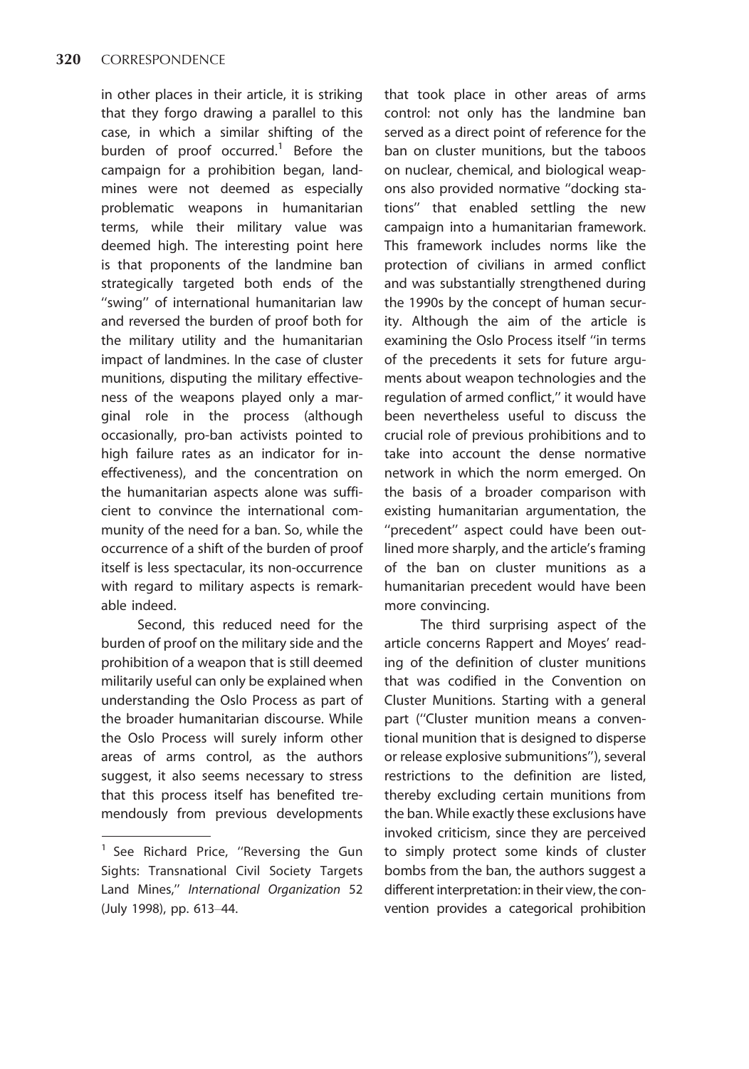in other places in their article, it is striking that they forgo drawing a parallel to this case, in which a similar shifting of the burden of proof occurred.[1] Before the campaign for a prohibition began, landmines were not deemed as especially problematic weapons in humanitarian terms, while their military value was deemed high. The interesting point here is that proponents of the landmine ban strategically targeted both ends of the ''swing'' of international humanitarian law and reversed the burden of proof both for the military utility and the humanitarian impact of landmines. In the case of cluster munitions, disputing the military effectiveness of the weapons played only a marginal role in the process (although occasionally, pro-ban activists pointed to high failure rates as an indicator for ineffectiveness), and the concentration on the humanitarian aspects alone was sufficient to convince the international community of the need for a ban. So, while the occurrence of a shift of the burden of proof itself is less spectacular, its non-occurrence with regard to military aspects is remarkable indeed.

Second, this reduced need for the burden of proof on the military side and the prohibition of a weapon that is still deemed militarily useful can only be explained when understanding the Oslo Process as part of the broader humanitarian discourse. While the Oslo Process will surely inform other areas of arms control, as the authors suggest, it also seems necessary to stress that this process itself has benefited tremendously from previous developments that took place in other areas of arms control: not only has the landmine ban served as a direct point of reference for the ban on cluster munitions, but the taboos on nuclear, chemical, and biological weapons also provided normative ''docking stations'' that enabled settling the new campaign into a humanitarian framework. This framework includes norms like the protection of civilians in armed conflict and was substantially strengthened during the 1990s by the concept of human security. Although the aim of the article is examining the Oslo Process itself ''in terms of the precedents it sets for future arguments about weapon technologies and the regulation of armed conflict,'' it would have been nevertheless useful to discuss the crucial role of previous prohibitions and to take into account the dense normative network in which the norm emerged. On the basis of a broader comparison with existing humanitarian argumentation, the ''precedent'' aspect could have been outlined more sharply, and the article's framing of the ban on cluster munitions as a humanitarian precedent would have been more convincing.

The third surprising aspect of the article concerns Rappert and Moyes' reading of the definition of cluster munitions that was codified in the Convention on Cluster Munitions. Starting with a general part (''Cluster munition means a conventional munition that is designed to disperse or release explosive submunitions''), several restrictions to the definition are listed, thereby excluding certain munitions from the ban. While exactly these exclusions have invoked criticism, since they are perceived to simply protect some kinds of cluster bombs from the ban, the authors suggest a different interpretation: in their view, the convention provides a categorical prohibition

[1] See Richard Price, ''Reversing the Gun Sights: Transnational Civil Society Targets Land Mines,'' *International Organization* 52 (July 1998), pp. 613–44.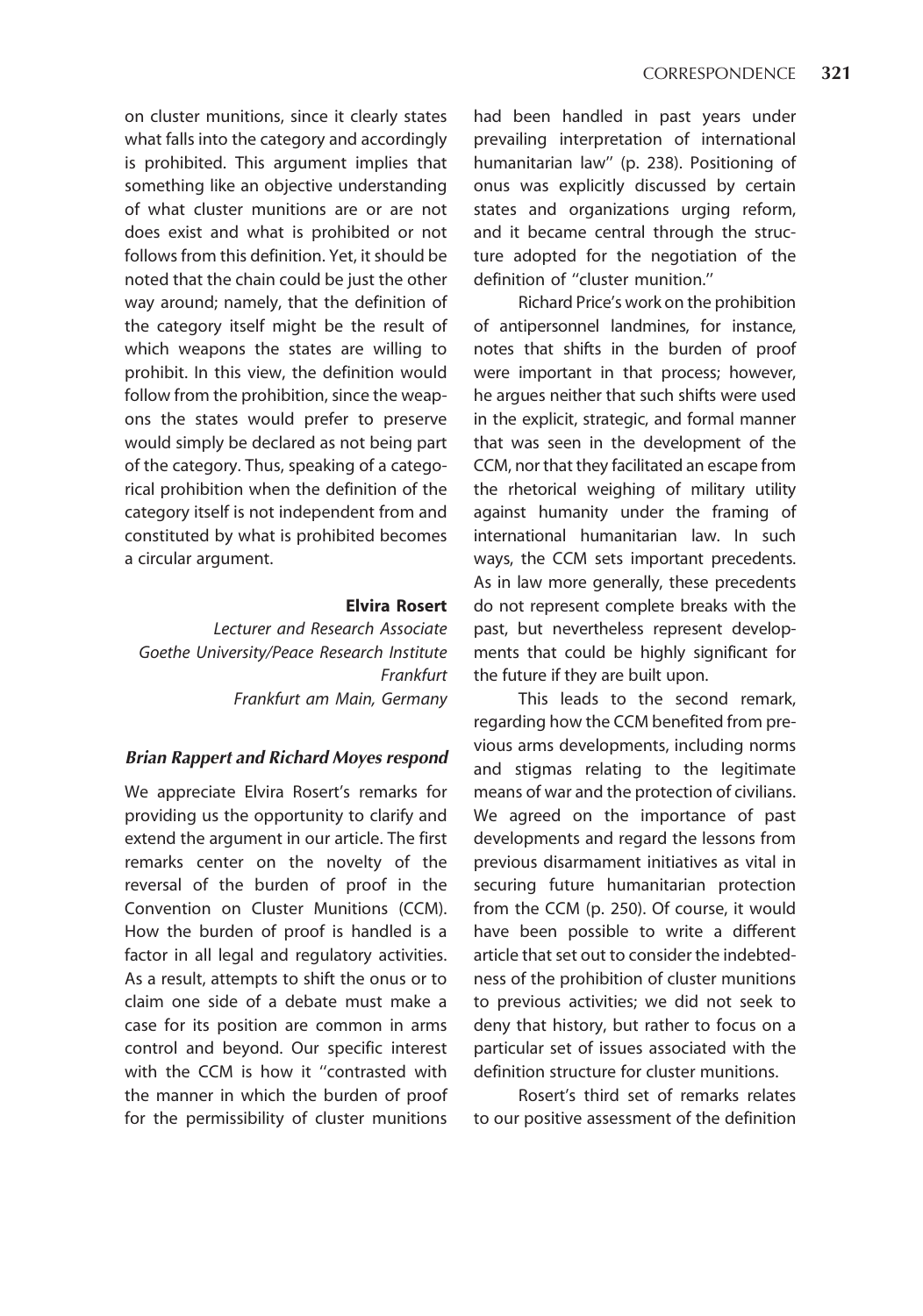on cluster munitions, since it clearly states what falls into the category and accordingly is prohibited. This argument implies that something like an objective understanding of what cluster munitions are or are not does exist and what is prohibited or not follows from this definition. Yet, it should be noted that the chain could be just the other way around; namely, that the definition of the category itself might be the result of which weapons the states are willing to prohibit. In this view, the definition would follow from the prohibition, since the weapons the states would prefer to preserve would simply be declared as not being part of the category. Thus, speaking of a categorical prohibition when the definition of the category itself is not independent from and constituted by what is prohibited becomes a circular argument.

**Elvira Rosert**
*Lecturer and Research Associate*
*Goethe University/Peace Research Institute Frankfurt*
*Frankfurt am Main, Germany*

### *Brian Rappert and Richard Moyes respond*

We appreciate Elvira Rosert's remarks for providing us the opportunity to clarify and extend the argument in our article. The first remarks center on the novelty of the reversal of the burden of proof in the Convention on Cluster Munitions (CCM). How the burden of proof is handled is a factor in all legal and regulatory activities. As a result, attempts to shift the onus or to claim one side of a debate must make a case for its position are common in arms control and beyond. Our specific interest with the CCM is how it "contrasted with the manner in which the burden of proof for the permissibility of cluster munitions had been handled in past years under prevailing interpretation of international humanitarian law" (p. 238). Positioning of onus was explicitly discussed by certain states and organizations urging reform, and it became central through the structure adopted for the negotiation of the definition of "cluster munition."

Richard Price's work on the prohibition of antipersonnel landmines, for instance, notes that shifts in the burden of proof were important in that process; however, he argues neither that such shifts were used in the explicit, strategic, and formal manner that was seen in the development of the CCM, nor that they facilitated an escape from the rhetorical weighing of military utility against humanity under the framing of international humanitarian law. In such ways, the CCM sets important precedents. As in law more generally, these precedents do not represent complete breaks with the past, but nevertheless represent developments that could be highly significant for the future if they are built upon.

This leads to the second remark, regarding how the CCM benefited from previous arms developments, including norms and stigmas relating to the legitimate means of war and the protection of civilians. We agreed on the importance of past developments and regard the lessons from previous disarmament initiatives as vital in securing future humanitarian protection from the CCM (p. 250). Of course, it would have been possible to write a different article that set out to consider the indebtedness of the prohibition of cluster munitions to previous activities; we did not seek to deny that history, but rather to focus on a particular set of issues associated with the definition structure for cluster munitions.

Rosert's third set of remarks relates to our positive assessment of the definition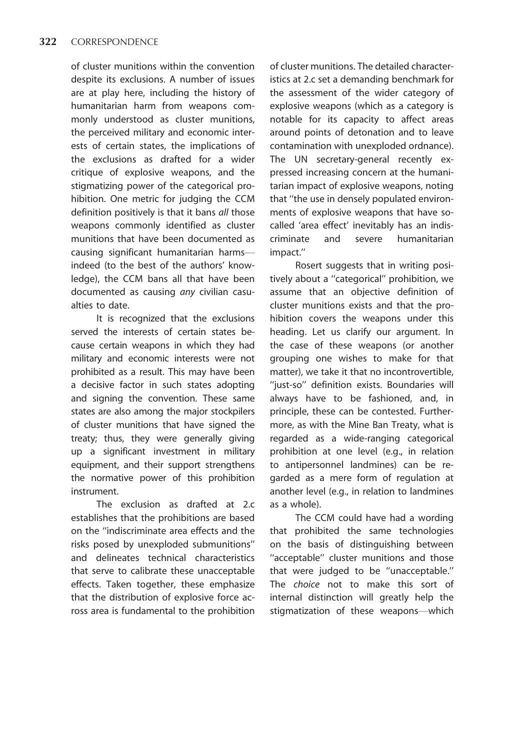of cluster munitions within the convention despite its exclusions. A number of issues are at play here, including the history of humanitarian harm from weapons commonly understood as cluster munitions, the perceived military and economic interests of certain states, the implications of the exclusions as drafted for a wider critique of explosive weapons, and the stigmatizing power of the categorical prohibition. One metric for judging the CCM definition positively is that it bans *all* those weapons commonly identified as cluster munitions that have been documented as causing significant humanitarian harms—indeed (to the best of the authors' knowledge), the CCM bans all that have been documented as causing *any* civilian casualties to date.

It is recognized that the exclusions served the interests of certain states because certain weapons in which they had military and economic interests were not prohibited as a result. This may have been a decisive factor in such states adopting and signing the convention. These same states are also among the major stockpilers of cluster munitions that have signed the treaty; thus, they were generally giving up a significant investment in military equipment, and their support strengthens the normative power of this prohibition instrument.

The exclusion as drafted at 2.c establishes that the prohibitions are based on the "indiscriminate area effects and the risks posed by unexploded submunitions" and delineates technical characteristics that serve to calibrate these unacceptable effects. Taken together, these emphasize that the distribution of explosive force across area is fundamental to the prohibition of cluster munitions. The detailed characteristics at 2.c set a demanding benchmark for the assessment of the wider category of explosive weapons (which as a category is notable for its capacity to affect areas around points of detonation and to leave contamination with unexploded ordnance). The UN secretary-general recently expressed increasing concern at the humanitarian impact of explosive weapons, noting that "the use in densely populated environments of explosive weapons that have so-called 'area effect' inevitably has an indiscriminate and severe humanitarian impact."

Rosert suggests that in writing positively about a "categorical" prohibition, we assume that an objective definition of cluster munitions exists and that the prohibition covers the weapons under this heading. Let us clarify our argument. In the case of these weapons (or another grouping one wishes to make for that matter), we take it that no incontrovertible, "just-so" definition exists. Boundaries will always have to be fashioned, and, in principle, these can be contested. Furthermore, as with the Mine Ban Treaty, what is regarded as a wide-ranging categorical prohibition at one level (e.g., in relation to antipersonnel landmines) can be regarded as a mere form of regulation at another level (e.g., in relation to landmines as a whole).

The CCM could have had a wording that prohibited the same technologies on the basis of distinguishing between "acceptable" cluster munitions and those that were judged to be "unacceptable." The *choice* not to make this sort of internal distinction will greatly help the stigmatization of these weapons—which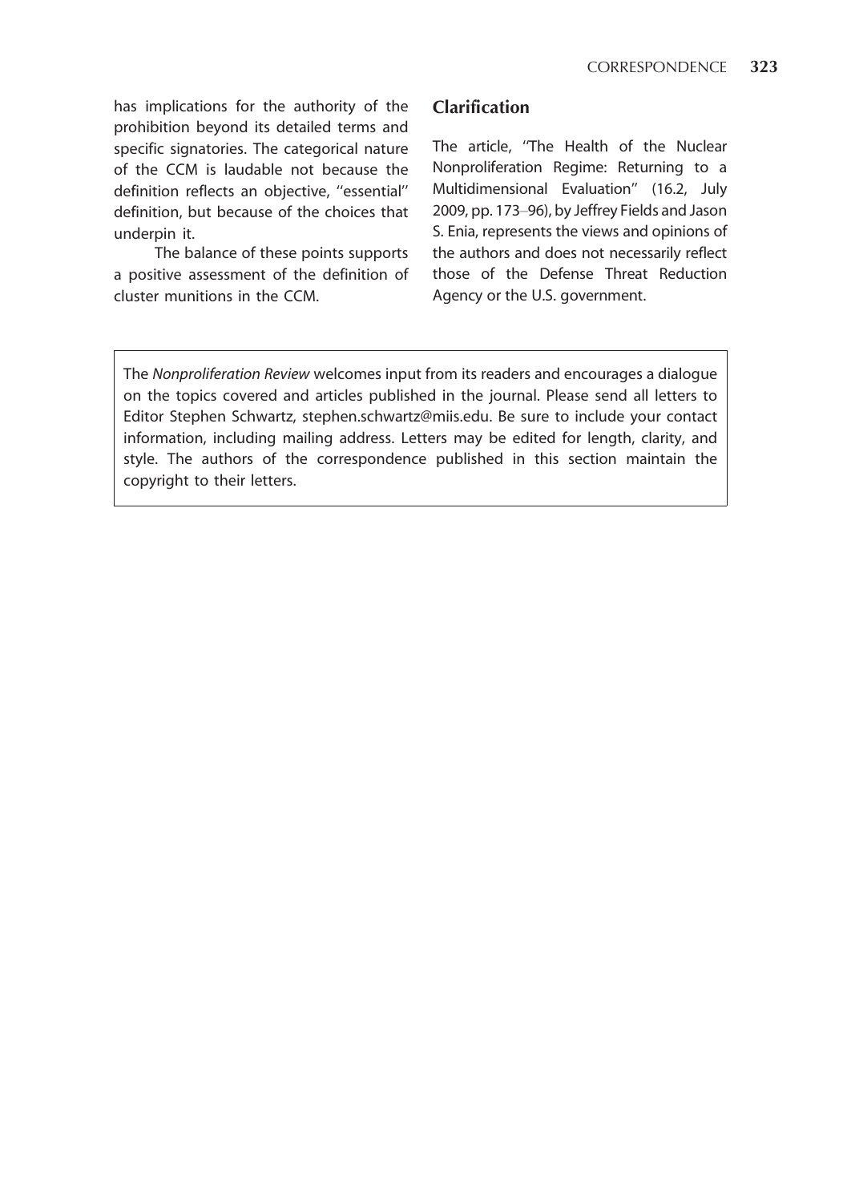has implications for the authority of the prohibition beyond its detailed terms and specific signatories. The categorical nature of the CCM is laudable not because the definition reflects an objective, ''essential'' definition, but because of the choices that underpin it.

The balance of these points supports a positive assessment of the definition of cluster munitions in the CCM.

## Clarification

The article, ''The Health of the Nuclear Nonproliferation Regime: Returning to a Multidimensional Evaluation'' (16.2, July 2009, pp. 173–96), by Jeffrey Fields and Jason S. Enia, represents the views and opinions of the authors and does not necessarily reflect those of the Defense Threat Reduction Agency or the U.S. government.

The *Nonproliferation Review* welcomes input from its readers and encourages a dialogue on the topics covered and articles published in the journal. Please send all letters to Editor Stephen Schwartz, stephen.schwartz@miis.edu. Be sure to include your contact information, including mailing address. Letters may be edited for length, clarity, and style. The authors of the correspondence published in this section maintain the copyright to their letters.